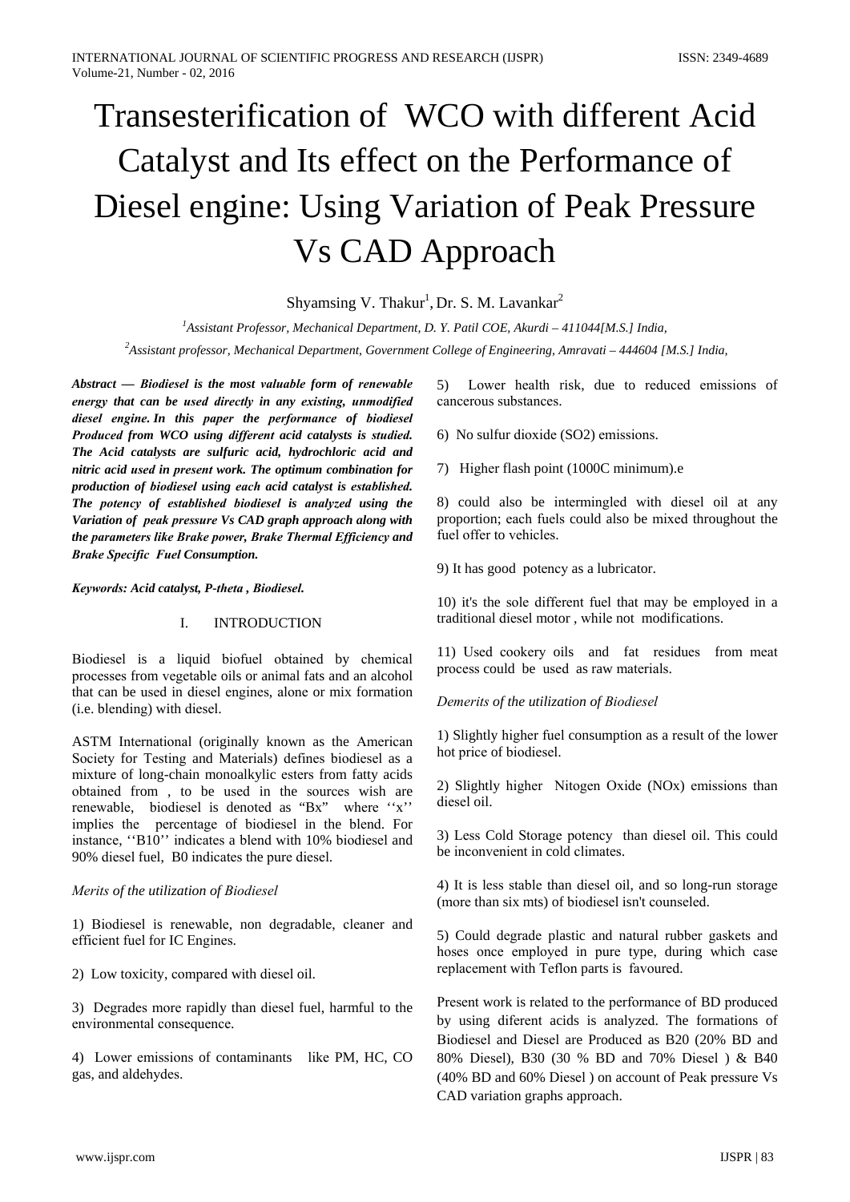# Transesterification of WCO with different Acid Catalyst and Its effect on the Performance of Diesel engine: Using Variation of Peak Pressure Vs CAD Approach

Shyamsing V. Thakur[1], Dr. S. M. Lavankar[2]

[1]Assistant Professor, Mechanical Department, D. Y. Patil COE, Akurdi – 411044[M.S.] India,

[2]Assistant professor, Mechanical Department, Government College of Engineering, Amravati – 444604 [M.S.] India,

***Abstract — Biodiesel is the most valuable form of renewable energy that can be used directly in any existing, unmodified diesel engine. In this paper the performance of biodiesel Produced from WCO using different acid catalysts is studied. The Acid catalysts are sulfuric acid, hydrochloric acid and nitric acid used in present work. The optimum combination for production of biodiesel using each acid catalyst is established. The potency of established biodiesel is analyzed using the Variation of peak pressure Vs CAD graph approach along with the parameters like Brake power, Brake Thermal Efficiency and Brake Specific Fuel Consumption.***

***Keywords: Acid catalyst, P-theta , Biodiesel.***

## I. INTRODUCTION

Biodiesel is a liquid biofuel obtained by chemical processes from vegetable oils or animal fats and an alcohol that can be used in diesel engines, alone or mix formation (i.e. blending) with diesel.

ASTM International (originally known as the American Society for Testing and Materials) defines biodiesel as a mixture of long-chain monoalkylic esters from fatty acids obtained from , to be used in the sources wish are renewable, biodiesel is denoted as "Bx" where ''x'' implies the percentage of biodiesel in the blend. For instance, ''B10'' indicates a blend with 10% biodiesel and 90% diesel fuel, B0 indicates the pure diesel.

*Merits of the utilization of Biodiesel*

1) Biodiesel is renewable, non degradable, cleaner and efficient fuel for IC Engines.

2) Low toxicity, compared with diesel oil.

3) Degrades more rapidly than diesel fuel, harmful to the environmental consequence.

4) Lower emissions of contaminants like PM, HC, CO gas, and aldehydes.

5) Lower health risk, due to reduced emissions of cancerous substances.

6) No sulfur dioxide ($SO_2$) emissions.

7) Higher flash point (1000C minimum).e

8) could also be intermingled with diesel oil at any proportion; each fuels could also be mixed throughout the fuel offer to vehicles.

9) It has good potency as a lubricator.

10) it's the sole different fuel that may be employed in a traditional diesel motor , while not modifications.

11) Used cookery oils and fat residues from meat process could be used as raw materials.

*Demerits of the utilization of Biodiesel*

1) Slightly higher fuel consumption as a result of the lower hot price of biodiesel.

2) Slightly higher Nitogen Oxide (NOx) emissions than diesel oil.

3) Less Cold Storage potency than diesel oil. This could be inconvenient in cold climates.

4) It is less stable than diesel oil, and so long-run storage (more than six mts) of biodiesel isn't counseled.

5) Could degrade plastic and natural rubber gaskets and hoses once employed in pure type, during which case replacement with Teflon parts is favoured.

Present work is related to the performance of BD produced by using diferent acids is analyzed. The formations of Biodiesel and Diesel are Produced as B20 (20% BD and 80% Diesel), B30 (30 % BD and 70% Diesel ) & B40 (40% BD and 60% Diesel ) on account of Peak pressure Vs CAD variation graphs approach.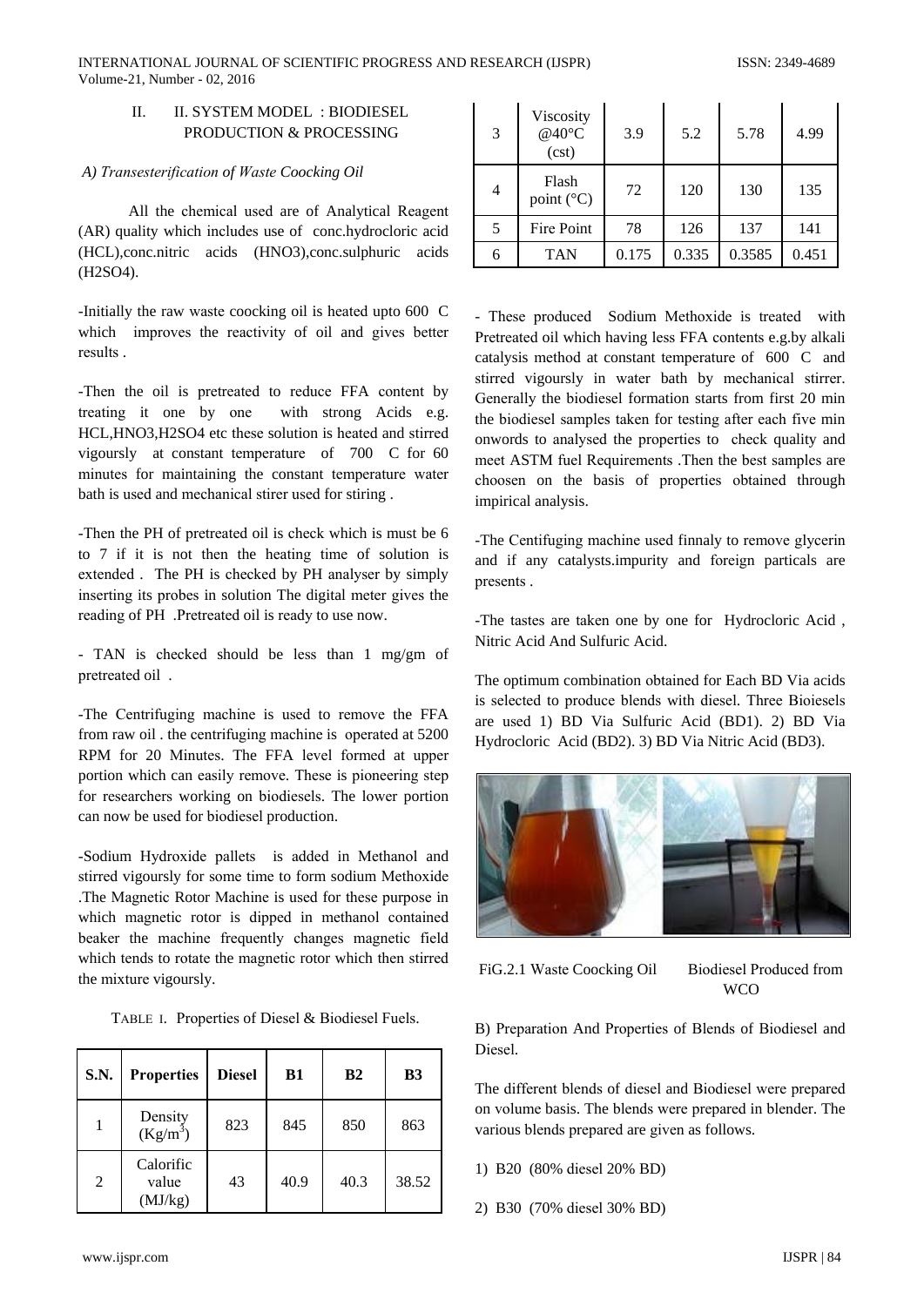## II. SYSTEM MODEL : BIODIESEL PRODUCTION & PROCESSING

### *A) Transesterification of Waste Coocking Oil*

All the chemical used are of Analytical Reagent (AR) quality which includes use of conc.hydrocloric acid (HCL),conc.nitric acids (HNO3),conc.sulphuric acids (H2SO4).

-Initially the raw waste coocking oil is heated upto 600 C which improves the reactivity of oil and gives better results .

-Then the oil is pretreated to reduce FFA content by treating it one by one with strong Acids e.g. HCL,HNO3,H2SO4 etc these solution is heated and stirred vigoursly at constant temperature of 700 C for 60 minutes for maintaining the constant temperature water bath is used and mechanical stirer used for stiring .

-Then the PH of pretreated oil is check which is must be 6 to 7 if it is not then the heating time of solution is extended . The PH is checked by PH analyser by simply inserting its probes in solution The digital meter gives the reading of PH .Pretreated oil is ready to use now.

- TAN is checked should be less than 1 mg/gm of pretreated oil .

-The Centrifuging machine is used to remove the FFA from raw oil . the centrifuging machine is operated at 5200 RPM for 20 Minutes. The FFA level formed at upper portion which can easily remove. These is pioneering step for researchers working on biodiesels. The lower portion can now be used for biodiesel production.

-Sodium Hydroxide pallets is added in Methanol and stirred vigoursly for some time to form sodium Methoxide .The Magnetic Rotor Machine is used for these purpose in which magnetic rotor is dipped in methanol contained beaker the machine frequently changes magnetic field which tends to rotate the magnetic rotor which then stirred the mixture vigoursly.

TABLE I. Properties of Diesel & Biodiesel Fuels.

| S.N. | Properties | Diesel | B1 | B2 | B3 |
|---|---|---|---|---|---|
| 1 | Density ($Kg/m^3$) | 823 | 845 | 850 | 863 |
| 2 | Calorific value (MJ/kg) | 43 | 40.9 | 40.3 | 38.52 |
| 3 | Viscosity @40°C (cst) | 3.9 | 5.2 | 5.78 | 4.99 |
| 4 | Flash point (°C) | 72 | 120 | 130 | 135 |
| 5 | Fire Point | 78 | 126 | 137 | 141 |
| 6 | TAN | 0.175 | 0.335 | 0.3585 | 0.451 |

- These produced Sodium Methoxide is treated with Pretreated oil which having less FFA contents e.g.by alkali catalysis method at constant temperature of 600 C and stirred vigoursly in water bath by mechanical stirrer. Generally the biodiesel formation starts from first 20 min the biodiesel samples taken for testing after each five min onwords to analysed the properties to check quality and meet ASTM fuel Requirements .Then the best samples are choosen on the basis of properties obtained through impirical analysis.

-The Centifuging machine used finnaly to remove glycerin and if any catalysts.impurity and foreign particals are presents .

-The tastes are taken one by one for Hydrocloric Acid , Nitric Acid And Sulfuric Acid.

The optimum combination obtained for Each BD Via acids is selected to produce blends with diesel. Three Bioiesels are used 1) BD Via Sulfuric Acid (BD1). 2) BD Via Hydrocloric Acid (BD2). 3) BD Via Nitric Acid (BD3).

FiG.2.1 Waste Coocking Oil Biodiesel Produced from WCO

B) Preparation And Properties of Blends of Biodiesel and Diesel.

The different blends of diesel and Biodiesel were prepared on volume basis. The blends were prepared in blender. The various blends prepared are given as follows.

1) B20 (80% diesel 20% BD)

2) B30 (70% diesel 30% BD)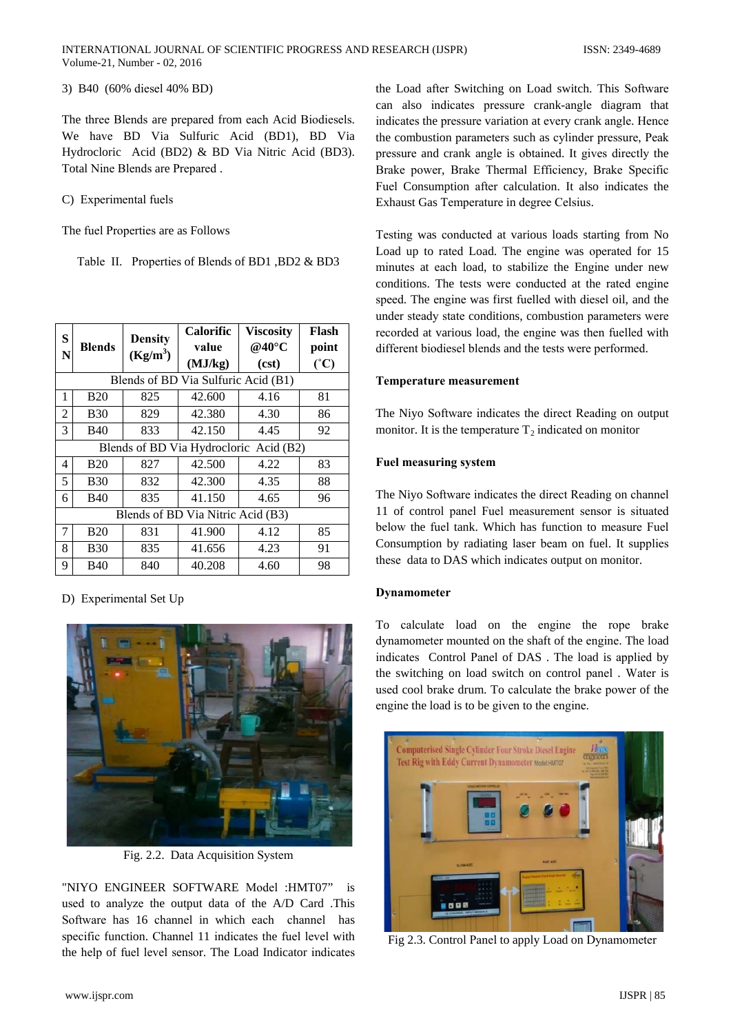3) B40 (60% diesel 40% BD)

The three Blends are prepared from each Acid Biodiesels. We have BD Via Sulfuric Acid (BD1), BD Via Hydrocloric Acid (BD2) & BD Via Nitric Acid (BD3). Total Nine Blends are Prepared .

C) Experimental fuels

The fuel Properties are as Follows

Table II. Properties of Blends of BD1 ,BD2 & BD3

| SN | Blends | Density (Kg/m$^3$) | Calorific value (MJ/kg) | Viscosity @40°C (cst) | Flash point (˚C) |
|---|---|---|---|---|---|
| Blends of BD Via Sulfuric Acid (B1) | | | | | |
| 1 | B20 | 825 | 42.600 | 4.16 | 81 |
| 2 | B30 | 829 | 42.380 | 4.30 | 86 |
| 3 | B40 | 833 | 42.150 | 4.45 | 92 |
| Blends of BD Via Hydrocloric Acid (B2) | | | | | |
| 4 | B20 | 827 | 42.500 | 4.22 | 83 |
| 5 | B30 | 832 | 42.300 | 4.35 | 88 |
| 6 | B40 | 835 | 41.150 | 4.65 | 96 |
| Blends of BD Via Nitric Acid (B3) | | | | | |
| 7 | B20 | 831 | 41.900 | 4.12 | 85 |
| 8 | B30 | 835 | 41.656 | 4.23 | 91 |
| 9 | B40 | 840 | 40.208 | 4.60 | 98 |

D) Experimental Set Up

Fig. 2.2. Data Acquisition System

"NIYO ENGINEER SOFTWARE Model :HMT07" is used to analyze the output data of the A/D Card .This Software has 16 channel in which each channel has specific function. Channel 11 indicates the fuel level with the help of fuel level sensor. The Load Indicator indicates the Load after Switching on Load switch. This Software can also indicates pressure crank-angle diagram that indicates the pressure variation at every crank angle. Hence the combustion parameters such as cylinder pressure, Peak pressure and crank angle is obtained. It gives directly the Brake power, Brake Thermal Efficiency, Brake Specific Fuel Consumption after calculation. It also indicates the Exhaust Gas Temperature in degree Celsius.

Testing was conducted at various loads starting from No Load up to rated Load. The engine was operated for 15 minutes at each load, to stabilize the Engine under new conditions. The tests were conducted at the rated engine speed. The engine was first fuelled with diesel oil, and the under steady state conditions, combustion parameters were recorded at various load, the engine was then fuelled with different biodiesel blends and the tests were performed.

**Temperature measurement**

The Niyo Software indicates the direct Reading on output monitor. It is the temperature $T_2$ indicated on monitor

**Fuel measuring system**

The Niyo Software indicates the direct Reading on channel 11 of control panel Fuel measurement sensor is situated below the fuel tank. Which has function to measure Fuel Consumption by radiating laser beam on fuel. It supplies these data to DAS which indicates output on monitor.

**Dynamometer**

To calculate load on the engine the rope brake dynamometer mounted on the shaft of the engine. The load indicates Control Panel of DAS . The load is applied by the switching on load switch on control panel . Water is used cool brake drum. To calculate the brake power of the engine the load is to be given to the engine.

Fig 2.3. Control Panel to apply Load on Dynamometer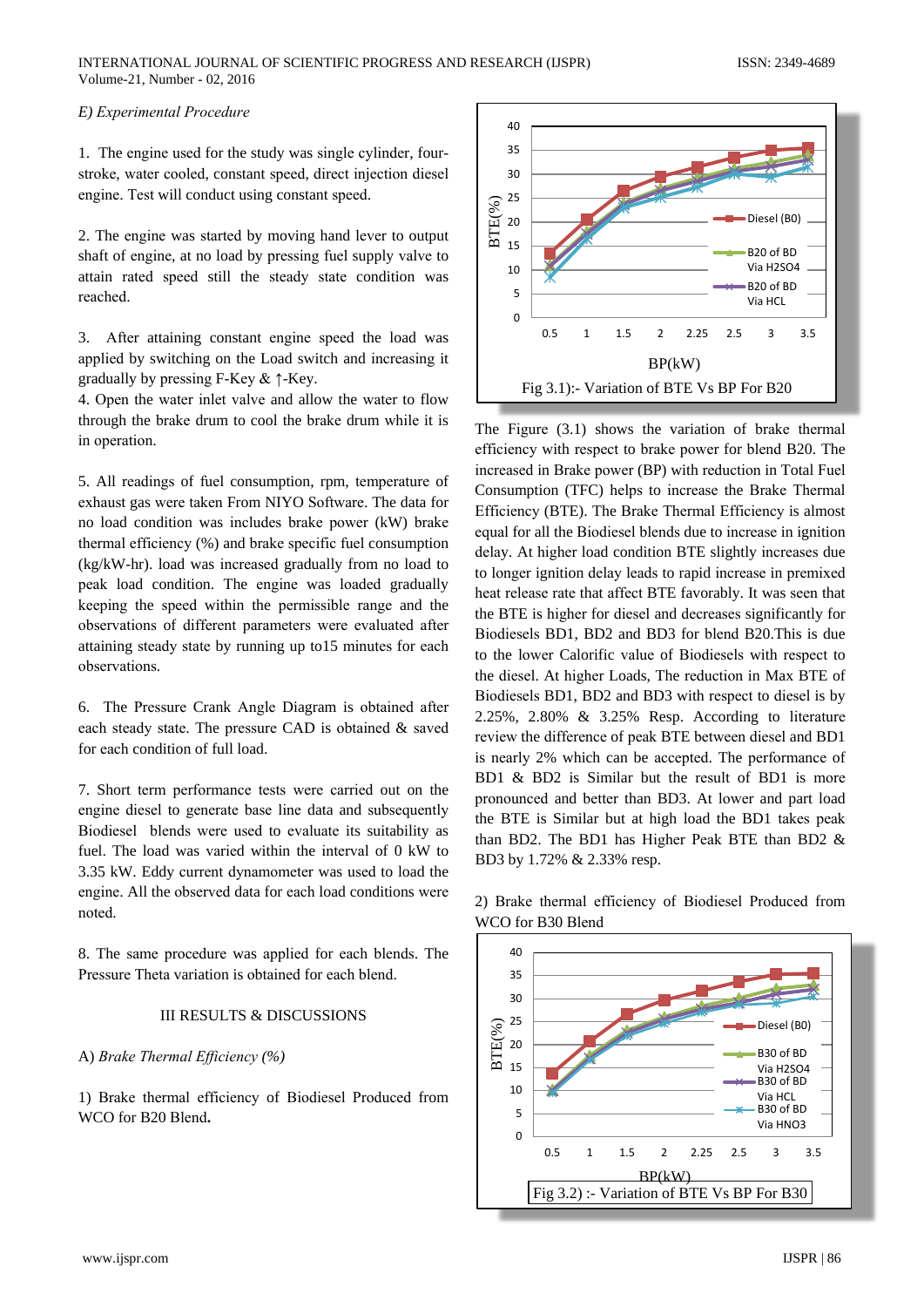*E) Experimental Procedure*

1. The engine used for the study was single cylinder, four-stroke, water cooled, constant speed, direct injection diesel engine. Test will conduct using constant speed.

2. The engine was started by moving hand lever to output shaft of engine, at no load by pressing fuel supply valve to attain rated speed still the steady state condition was reached.

3. After attaining constant engine speed the load was applied by switching on the Load switch and increasing it gradually by pressing F-Key & ↑-Key.

4. Open the water inlet valve and allow the water to flow through the brake drum to cool the brake drum while it is in operation.

5. All readings of fuel consumption, rpm, temperature of exhaust gas were taken From NIYO Software. The data for no load condition was includes brake power (kW) brake thermal efficiency (%) and brake specific fuel consumption (kg/kW-hr). load was increased gradually from no load to peak load condition. The engine was loaded gradually keeping the speed within the permissible range and the observations of different parameters were evaluated after attaining steady state by running up to15 minutes for each observations.

6. The Pressure Crank Angle Diagram is obtained after each steady state. The pressure CAD is obtained & saved for each condition of full load.

7. Short term performance tests were carried out on the engine diesel to generate base line data and subsequently Biodiesel blends were used to evaluate its suitability as fuel. The load was varied within the interval of 0 kW to 3.35 kW. Eddy current dynamometer was used to load the engine. All the observed data for each load conditions were noted.

8. The same procedure was applied for each blends. The Pressure Theta variation is obtained for each blend.

## III RESULTS & DISCUSSIONS

A) *Brake Thermal Efficiency (%)*

1) Brake thermal efficiency of Biodiesel Produced from WCO for B20 Blend**.**

Fig 3.1):- Variation of BTE Vs BP For B20

The Figure (3.1) shows the variation of brake thermal efficiency with respect to brake power for blend B20. The increased in Brake power (BP) with reduction in Total Fuel Consumption (TFC) helps to increase the Brake Thermal Efficiency (BTE). The Brake Thermal Efficiency is almost equal for all the Biodiesel blends due to increase in ignition delay. At higher load condition BTE slightly increases due to longer ignition delay leads to rapid increase in premixed heat release rate that affect BTE favorably. It was seen that the BTE is higher for diesel and decreases significantly for Biodiesels BD1, BD2 and BD3 for blend B20.This is due to the lower Calorific value of Biodiesels with respect to the diesel. At higher Loads, The reduction in Max BTE of Biodiesels BD1, BD2 and BD3 with respect to diesel is by 2.25%, 2.80% & 3.25% Resp. According to literature review the difference of peak BTE between diesel and BD1 is nearly 2% which can be accepted. The performance of BD1 & BD2 is Similar but the result of BD1 is more pronounced and better than BD3. At lower and part load the BTE is Similar but at high load the BD1 takes peak than BD2. The BD1 has Higher Peak BTE than BD2 & BD3 by 1.72% & 2.33% resp.

2) Brake thermal efficiency of Biodiesel Produced from WCO for B30 Blend

Fig 3.2) :- Variation of BTE Vs BP For B30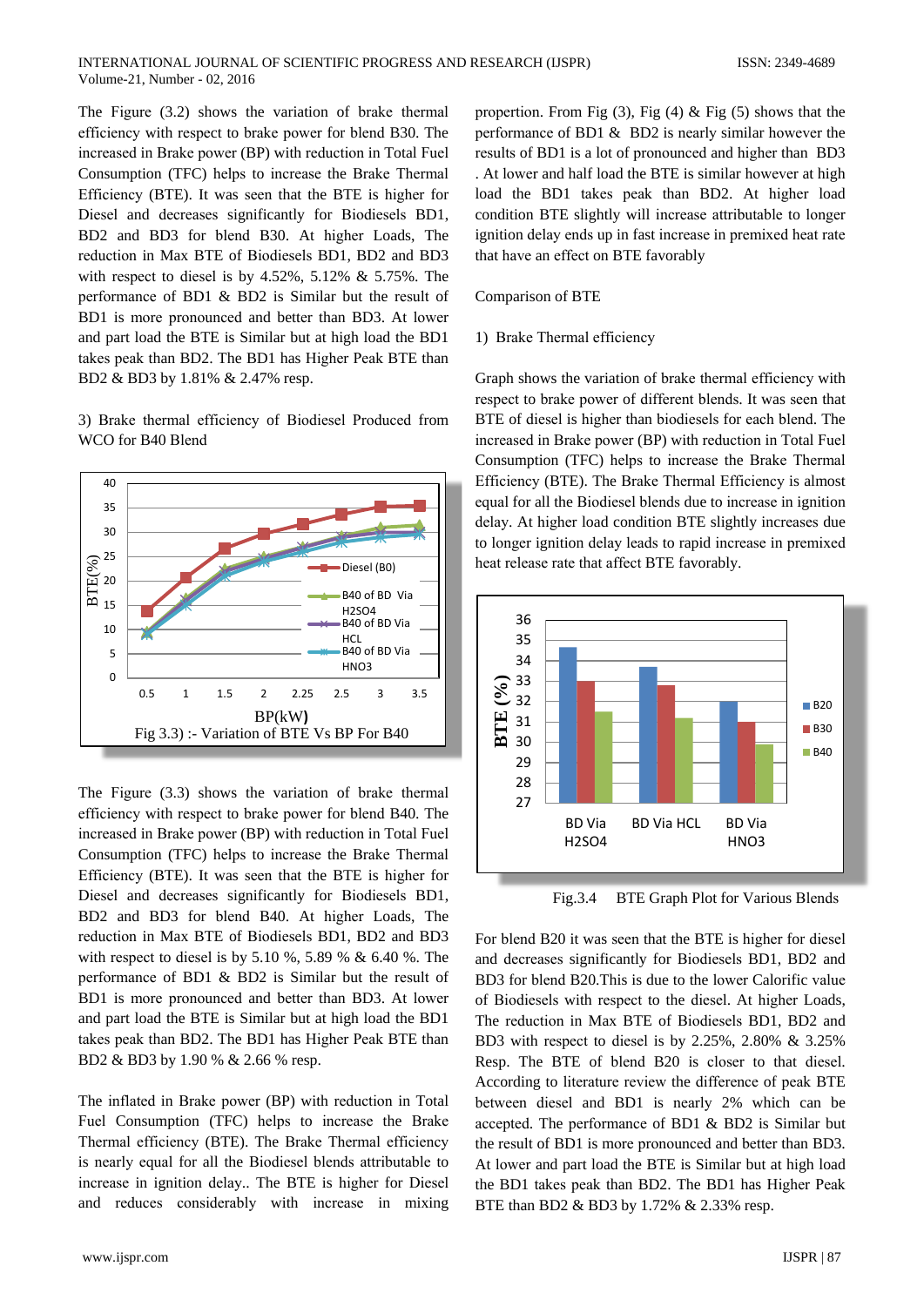The Figure (3.2) shows the variation of brake thermal efficiency with respect to brake power for blend B30. The increased in Brake power (BP) with reduction in Total Fuel Consumption (TFC) helps to increase the Brake Thermal Efficiency (BTE). It was seen that the BTE is higher for Diesel and decreases significantly for Biodiesels BD1, BD2 and BD3 for blend B30. At higher Loads, The reduction in Max BTE of Biodiesels BD1, BD2 and BD3 with respect to diesel is by 4.52%, 5.12% & 5.75%. The performance of BD1 & BD2 is Similar but the result of BD1 is more pronounced and better than BD3. At lower and part load the BTE is Similar but at high load the BD1 takes peak than BD2. The BD1 has Higher Peak BTE than BD2 & BD3 by 1.81% & 2.47% resp.

3) Brake thermal efficiency of Biodiesel Produced from WCO for B40 Blend

Fig 3.3) :- Variation of BTE Vs BP For B40

The Figure (3.3) shows the variation of brake thermal efficiency with respect to brake power for blend B40. The increased in Brake power (BP) with reduction in Total Fuel Consumption (TFC) helps to increase the Brake Thermal Efficiency (BTE). It was seen that the BTE is higher for Diesel and decreases significantly for Biodiesels BD1, BD2 and BD3 for blend B40. At higher Loads, The reduction in Max BTE of Biodiesels BD1, BD2 and BD3 with respect to diesel is by 5.10 %, 5.89 % & 6.40 %. The performance of BD1 & BD2 is Similar but the result of BD1 is more pronounced and better than BD3. At lower and part load the BTE is Similar but at high load the BD1 takes peak than BD2. The BD1 has Higher Peak BTE than BD2 & BD3 by 1.90 % & 2.66 % resp.

The inflated in Brake power (BP) with reduction in Total Fuel Consumption (TFC) helps to increase the Brake Thermal efficiency (BTE). The Brake Thermal efficiency is nearly equal for all the Biodiesel blends attributable to increase in ignition delay.. The BTE is higher for Diesel and reduces considerably with increase in mixing propertion. From Fig (3), Fig (4) & Fig (5) shows that the performance of BD1 & BD2 is nearly similar however the results of BD1 is a lot of pronounced and higher than BD3 . At lower and half load the BTE is similar however at high load the BD1 takes peak than BD2. At higher load condition BTE slightly will increase attributable to longer ignition delay ends up in fast increase in premixed heat rate that have an effect on BTE favorably

Comparison of BTE

1) Brake Thermal efficiency

Graph shows the variation of brake thermal efficiency with respect to brake power of different blends. It was seen that BTE of diesel is higher than biodiesels for each blend. The increased in Brake power (BP) with reduction in Total Fuel Consumption (TFC) helps to increase the Brake Thermal Efficiency (BTE). The Brake Thermal Efficiency is almost equal for all the Biodiesel blends due to increase in ignition delay. At higher load condition BTE slightly increases due to longer ignition delay leads to rapid increase in premixed heat release rate that affect BTE favorably.

Fig.3.4 BTE Graph Plot for Various Blends

For blend B20 it was seen that the BTE is higher for diesel and decreases significantly for Biodiesels BD1, BD2 and BD3 for blend B20.This is due to the lower Calorific value of Biodiesels with respect to the diesel. At higher Loads, The reduction in Max BTE of Biodiesels BD1, BD2 and BD3 with respect to diesel is by 2.25%, 2.80% & 3.25% Resp. The BTE of blend B20 is closer to that diesel. According to literature review the difference of peak BTE between diesel and BD1 is nearly 2% which can be accepted. The performance of BD1 & BD2 is Similar but the result of BD1 is more pronounced and better than BD3. At lower and part load the BTE is Similar but at high load the BD1 takes peak than BD2. The BD1 has Higher Peak BTE than BD2 & BD3 by 1.72% & 2.33% resp.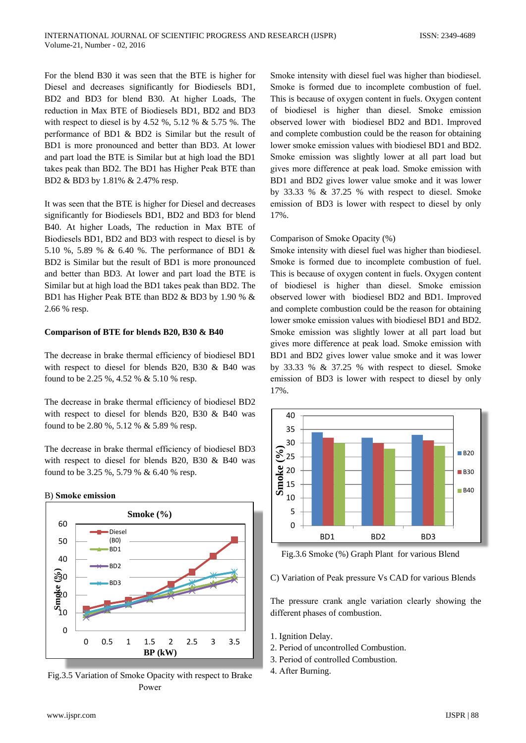For the blend B30 it was seen that the BTE is higher for Diesel and decreases significantly for Biodiesels BD1, BD2 and BD3 for blend B30. At higher Loads, The reduction in Max BTE of Biodiesels BD1, BD2 and BD3 with respect to diesel is by 4.52 %, 5.12 % & 5.75 %. The performance of BD1 & BD2 is Similar but the result of BD1 is more pronounced and better than BD3. At lower and part load the BTE is Similar but at high load the BD1 takes peak than BD2. The BD1 has Higher Peak BTE than BD2 & BD3 by 1.81% & 2.47% resp.

It was seen that the BTE is higher for Diesel and decreases significantly for Biodiesels BD1, BD2 and BD3 for blend B40. At higher Loads, The reduction in Max BTE of Biodiesels BD1, BD2 and BD3 with respect to diesel is by 5.10 %, 5.89 % & 6.40 %. The performance of BD1 & BD2 is Similar but the result of BD1 is more pronounced and better than BD3. At lower and part load the BTE is Similar but at high load the BD1 takes peak than BD2. The BD1 has Higher Peak BTE than BD2 & BD3 by 1.90 % & 2.66 % resp.

**Comparison of BTE for blends B20, B30 & B40**

The decrease in brake thermal efficiency of biodiesel BD1 with respect to diesel for blends B20, B30 & B40 was found to be 2.25 %, 4.52 % & 5.10 % resp.

The decrease in brake thermal efficiency of biodiesel BD2 with respect to diesel for blends B20, B30 & B40 was found to be 2.80 %, 5.12 % & 5.89 % resp.

The decrease in brake thermal efficiency of biodiesel BD3 with respect to diesel for blends B20, B30 & B40 was found to be 3.25 %, 5.79 % & 6.40 % resp.

B) **Smoke emission**

Fig.3.5 Variation of Smoke Opacity with respect to Brake Power

Smoke intensity with diesel fuel was higher than biodiesel. Smoke is formed due to incomplete combustion of fuel. This is because of oxygen content in fuels. Oxygen content of biodiesel is higher than diesel. Smoke emission observed lower with biodiesel BD2 and BD1. Improved and complete combustion could be the reason for obtaining lower smoke emission values with biodiesel BD1 and BD2. Smoke emission was slightly lower at all part load but gives more difference at peak load. Smoke emission with BD1 and BD2 gives lower value smoke and it was lower by 33.33 % & 37.25 % with respect to diesel. Smoke emission of BD3 is lower with respect to diesel by only 17%.

Comparison of Smoke Opacity (%)

Smoke intensity with diesel fuel was higher than biodiesel. Smoke is formed due to incomplete combustion of fuel. This is because of oxygen content in fuels. Oxygen content of biodiesel is higher than diesel. Smoke emission observed lower with biodiesel BD2 and BD1. Improved and complete combustion could be the reason for obtaining lower smoke emission values with biodiesel BD1 and BD2. Smoke emission was slightly lower at all part load but gives more difference at peak load. Smoke emission with BD1 and BD2 gives lower value smoke and it was lower by 33.33 % & 37.25 % with respect to diesel. Smoke emission of BD3 is lower with respect to diesel by only 17%.

Fig.3.6 Smoke (%) Graph Plant for various Blend

C) Variation of Peak pressure Vs CAD for various Blends

The pressure crank angle variation clearly showing the different phases of combustion.

1. Ignition Delay.
2. Period of uncontrolled Combustion.
3. Period of controlled Combustion.
4. After Burning.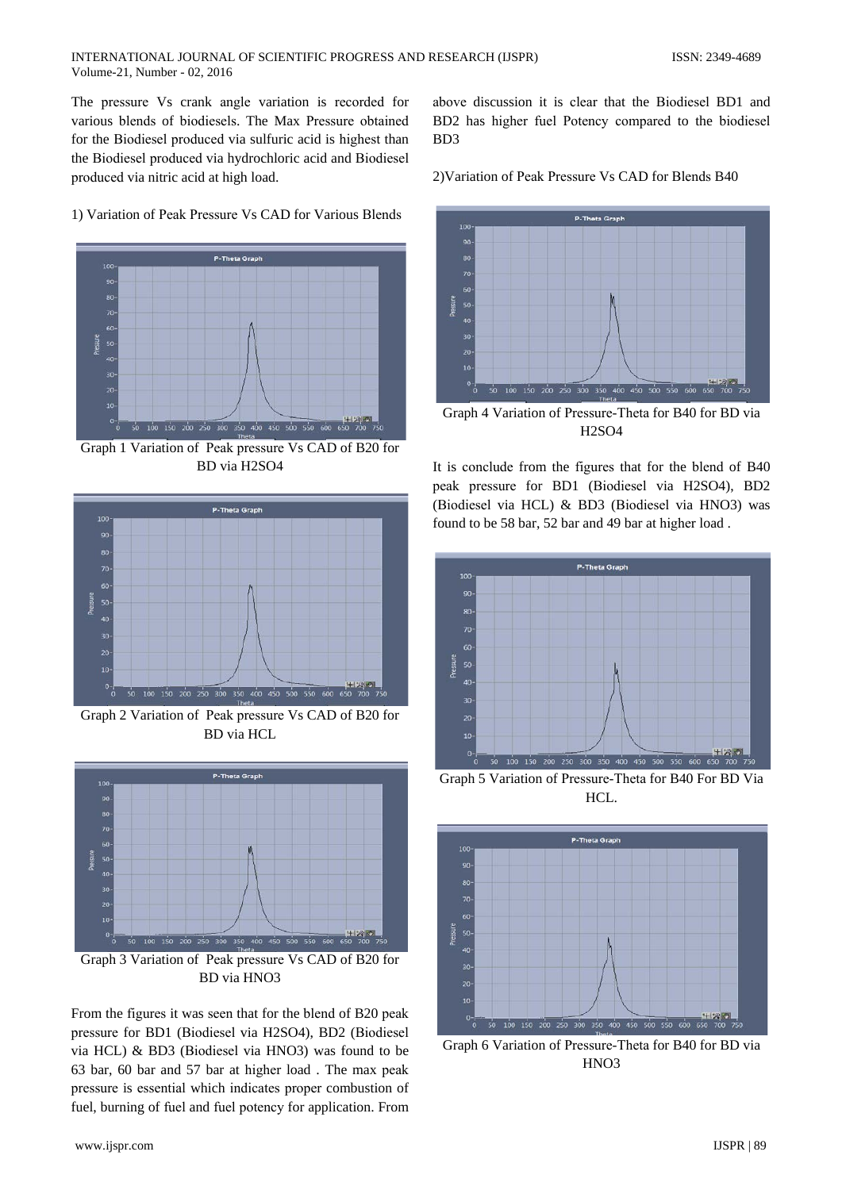The pressure Vs crank angle variation is recorded for various blends of biodiesels. The Max Pressure obtained for the Biodiesel produced via sulfuric acid is highest than the Biodiesel produced via hydrochloric acid and Biodiesel produced via nitric acid at high load.

1) Variation of Peak Pressure Vs CAD for Various Blends

Graph 1 Variation of Peak pressure Vs CAD of B20 for BD via H2SO4

Graph 2 Variation of Peak pressure Vs CAD of B20 for BD via HCL

Graph 3 Variation of Peak pressure Vs CAD of B20 for BD via HNO3

From the figures it was seen that for the blend of B20 peak pressure for BD1 (Biodiesel via H2SO4), BD2 (Biodiesel via HCL) & BD3 (Biodiesel via HNO3) was found to be 63 bar, 60 bar and 57 bar at higher load . The max peak pressure is essential which indicates proper combustion of fuel, burning of fuel and fuel potency for application. From above discussion it is clear that the Biodiesel BD1 and BD2 has higher fuel Potency compared to the biodiesel BD3

2)Variation of Peak Pressure Vs CAD for Blends B40

Graph 4 Variation of Pressure-Theta for B40 for BD via H2SO4

It is conclude from the figures that for the blend of B40 peak pressure for BD1 (Biodiesel via H2SO4), BD2 (Biodiesel via HCL) & BD3 (Biodiesel via HNO3) was found to be 58 bar, 52 bar and 49 bar at higher load .

Graph 5 Variation of Pressure-Theta for B40 For BD Via HCL.

Graph 6 Variation of Pressure-Theta for B40 for BD via HNO3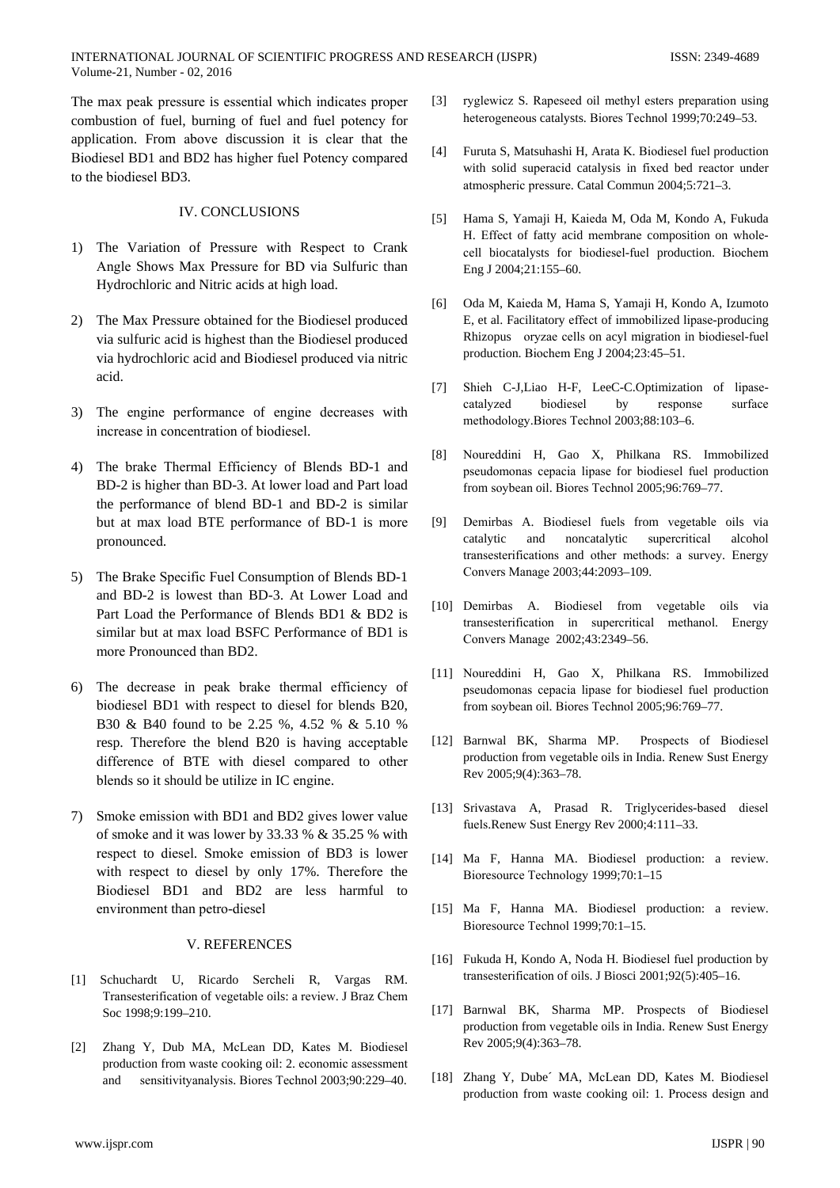The max peak pressure is essential which indicates proper combustion of fuel, burning of fuel and fuel potency for application. From above discussion it is clear that the Biodiesel BD1 and BD2 has higher fuel Potency compared to the biodiesel BD3.

## IV. CONCLUSIONS

1) The Variation of Pressure with Respect to Crank Angle Shows Max Pressure for BD via Sulfuric than Hydrochloric and Nitric acids at high load.
2) The Max Pressure obtained for the Biodiesel produced via sulfuric acid is highest than the Biodiesel produced via hydrochloric acid and Biodiesel produced via nitric acid.
3) The engine performance of engine decreases with increase in concentration of biodiesel.
4) The brake Thermal Efficiency of Blends BD-1 and BD-2 is higher than BD-3. At lower load and Part load the performance of blend BD-1 and BD-2 is similar but at max load BTE performance of BD-1 is more pronounced.
5) The Brake Specific Fuel Consumption of Blends BD-1 and BD-2 is lowest than BD-3. At Lower Load and Part Load the Performance of Blends BD1 & BD2 is similar but at max load BSFC Performance of BD1 is more Pronounced than BD2.
6) The decrease in peak brake thermal efficiency of biodiesel BD1 with respect to diesel for blends B20, B30 & B40 found to be 2.25 %, 4.52 % & 5.10 % resp. Therefore the blend B20 is having acceptable difference of BTE with diesel compared to other blends so it should be utilize in IC engine.
7) Smoke emission with BD1 and BD2 gives lower value of smoke and it was lower by 33.33 % & 35.25 % with respect to diesel. Smoke emission of BD3 is lower with respect to diesel by only 17%. Therefore the Biodiesel BD1 and BD2 are less harmful to environment than petro-diesel

## V. REFERENCES

[1] Schuchardt U, Ricardo Sercheli R, Vargas RM. Transesterification of vegetable oils: a review. J Braz Chem Soc 1998;9:199–210.

[2] Zhang Y, Dub MA, McLean DD, Kates M. Biodiesel production from waste cooking oil: 2. economic assessment and sensitivityanalysis. Biores Technol 2003;90:229–40.

[3] ryglewicz S. Rapeseed oil methyl esters preparation using heterogeneous catalysts. Biores Technol 1999;70:249–53.

[4] Furuta S, Matsuhashi H, Arata K. Biodiesel fuel production with solid superacid catalysis in fixed bed reactor under atmospheric pressure. Catal Commun 2004;5:721–3.

[5] Hama S, Yamaji H, Kaieda M, Oda M, Kondo A, Fukuda H. Effect of fatty acid membrane composition on whole-cell biocatalysts for biodiesel-fuel production. Biochem Eng J 2004;21:155–60.

[6] Oda M, Kaieda M, Hama S, Yamaji H, Kondo A, Izumoto E, et al. Facilitatory effect of immobilized lipase-producing Rhizopus oryzae cells on acyl migration in biodiesel-fuel production. Biochem Eng J 2004;23:45–51.

[7] Shieh C-J,Liao H-F, LeeC-C.Optimization of lipase-catalyzed biodiesel by response surface methodology.Biores Technol 2003;88:103–6.

[8] Noureddini H, Gao X, Philkana RS. Immobilized pseudomonas cepacia lipase for biodiesel fuel production from soybean oil. Biores Technol 2005;96:769–77.

[9] Demirbas A. Biodiesel fuels from vegetable oils via catalytic and noncatalytic supercritical alcohol transesterifications and other methods: a survey. Energy Convers Manage 2003;44:2093–109.

[10] Demirbas A. Biodiesel from vegetable oils via transesterification in supercritical methanol. Energy Convers Manage 2002;43:2349–56.

[11] Noureddini H, Gao X, Philkana RS. Immobilized pseudomonas cepacia lipase for biodiesel fuel production from soybean oil. Biores Technol 2005;96:769–77.

[12] Barnwal BK, Sharma MP. Prospects of Biodiesel production from vegetable oils in India. Renew Sust Energy Rev 2005;9(4):363–78.

[13] Srivastava A, Prasad R. Triglycerides-based diesel fuels.Renew Sust Energy Rev 2000;4:111–33.

[14] Ma F, Hanna MA. Biodiesel production: a review. Bioresource Technology 1999;70:1–15

[15] Ma F, Hanna MA. Biodiesel production: a review. Bioresource Technol 1999;70:1–15.

[16] Fukuda H, Kondo A, Noda H. Biodiesel fuel production by transesterification of oils. J Biosci 2001;92(5):405–16.

[17] Barnwal BK, Sharma MP. Prospects of Biodiesel production from vegetable oils in India. Renew Sust Energy Rev 2005;9(4):363–78.

[18] Zhang Y, Dube´ MA, McLean DD, Kates M. Biodiesel production from waste cooking oil: 1. Process design and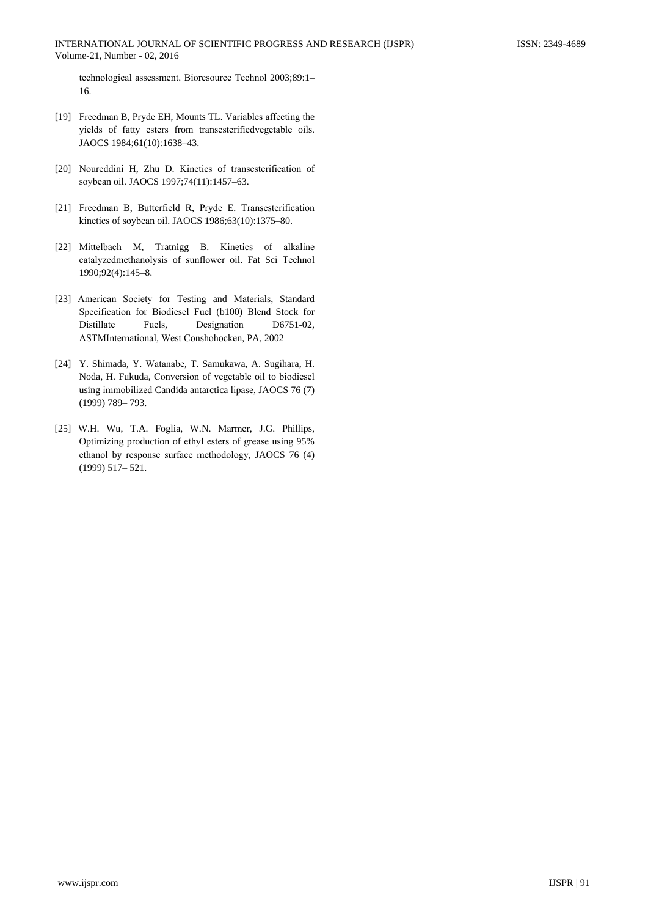technological assessment. Bioresource Technol 2003;89:1–16.

[19] Freedman B, Pryde EH, Mounts TL. Variables affecting the yields of fatty esters from transesterifiedvegetable oils. JAOCS 1984;61(10):1638–43.

[20] Noureddini H, Zhu D. Kinetics of transesterification of soybean oil. JAOCS 1997;74(11):1457–63.

[21] Freedman B, Butterfield R, Pryde E. Transesterification kinetics of soybean oil. JAOCS 1986;63(10):1375–80.

[22] Mittelbach M, Tratnigg B. Kinetics of alkaline catalyzedmethanolysis of sunflower oil. Fat Sci Technol 1990;92(4):145–8.

[23] American Society for Testing and Materials, Standard Specification for Biodiesel Fuel (b100) Blend Stock for Distillate Fuels, Designation D6751-02, ASTMInternational, West Conshohocken, PA, 2002

[24] Y. Shimada, Y. Watanabe, T. Samukawa, A. Sugihara, H. Noda, H. Fukuda, Conversion of vegetable oil to biodiesel using immobilized Candida antarctica lipase, JAOCS 76 (7) (1999) 789– 793.

[25] W.H. Wu, T.A. Foglia, W.N. Marmer, J.G. Phillips, Optimizing production of ethyl esters of grease using 95% ethanol by response surface methodology, JAOCS 76 (4) (1999) 517– 521.